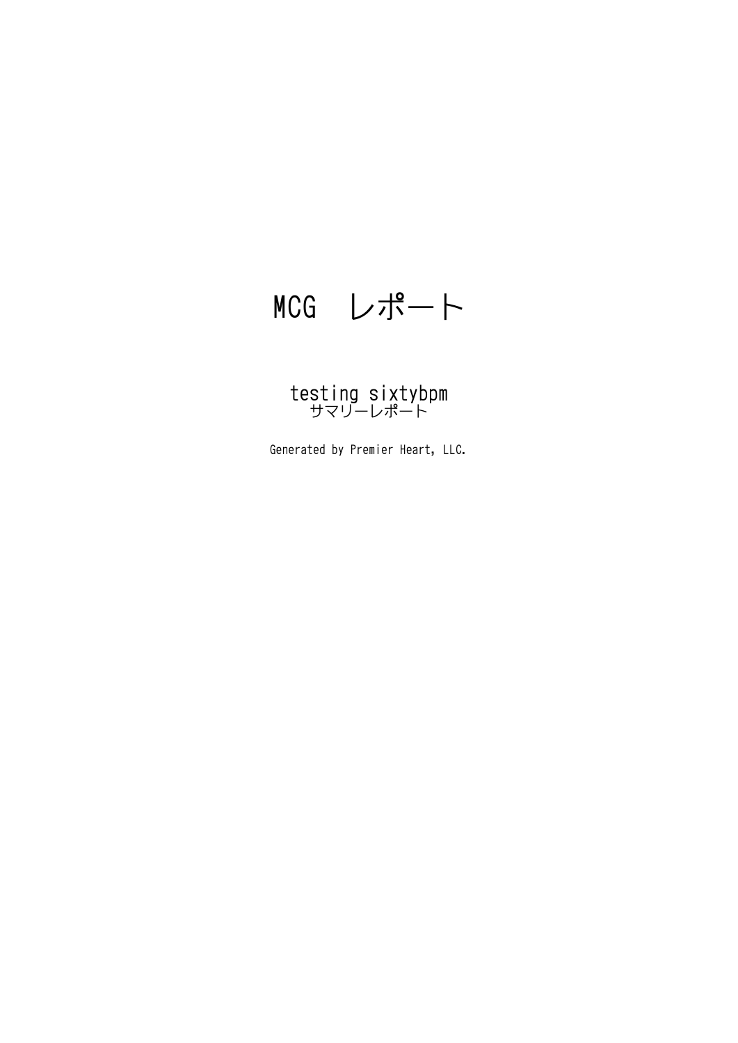# MCG　レポート

## testing sixtybpm
サマリーレポート

Generated by Premier Heart, LLC.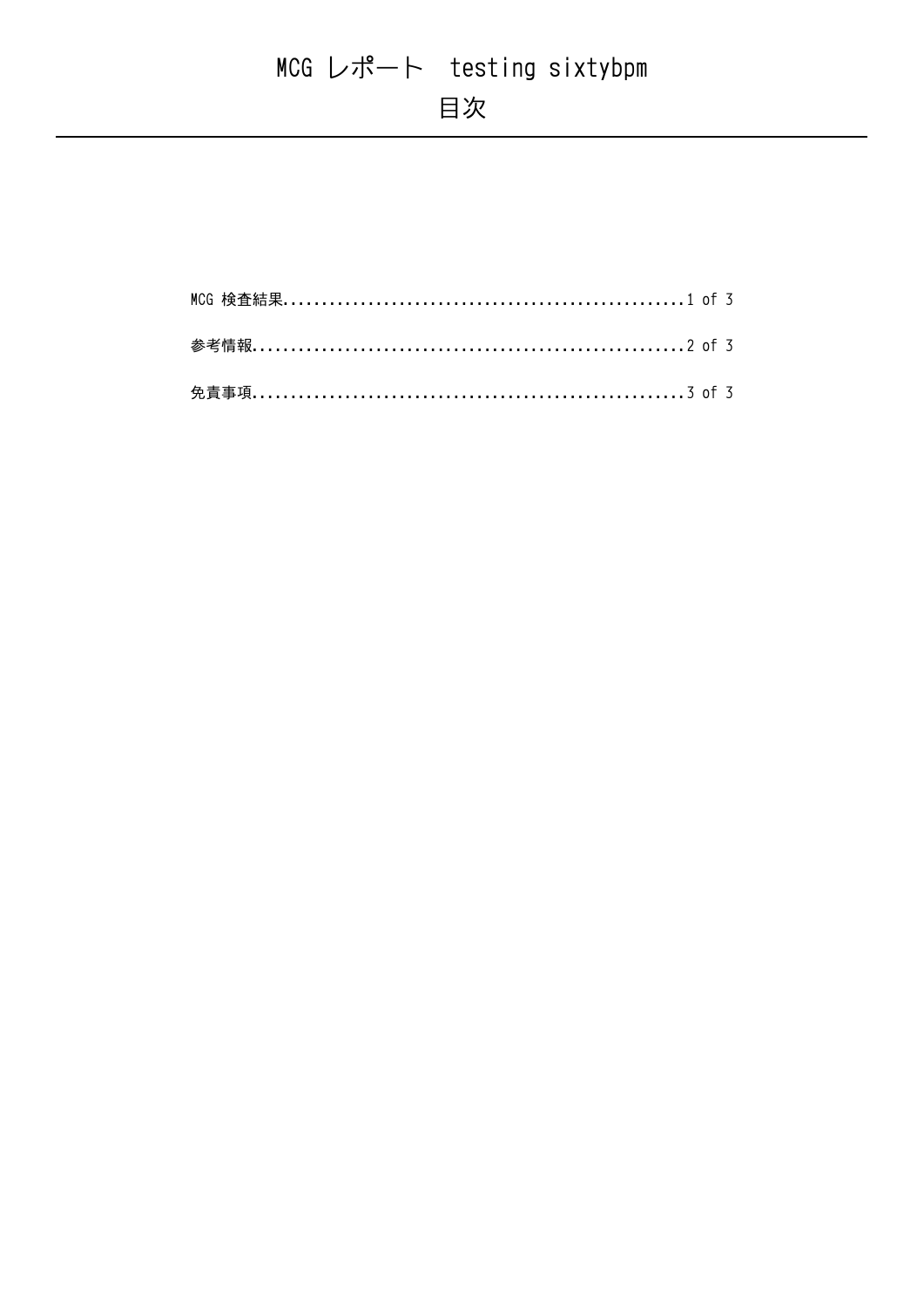# MCG レポート　testing sixtybpm

## 目次

MCG 検査結果......................................................1 of 3

参考情報..........................................................2 of 3

免責事項..........................................................3 of 3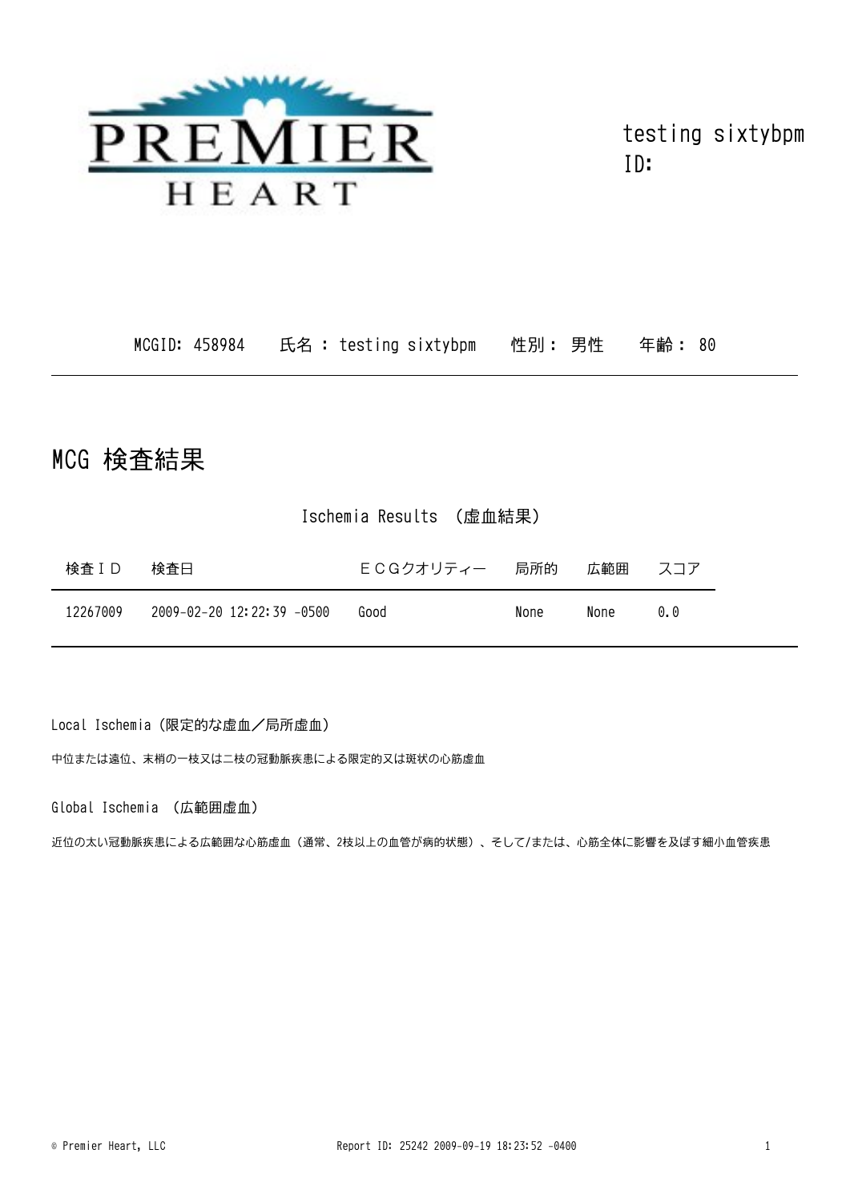PREMIER HEART

testing sixtybpm
ID:

MCGID: 458984　氏名 : testing sixtybpm　性別 : 男性　年齢 : 80

# MCG 検査結果

## Ischemia Results （虚血結果）

| 検査ＩＤ | 検査日 | ＥＣＧクオリティー | 局所的 | 広範囲 | スコア |
|---|---|---|---|---|---|
| 12267009 | 2009-02-20 12:22:39 -0500 | Good | None | None | 0.0 |

Local Ischemia（限定的な虚血／局所虚血）

中位または遠位、末梢の一枝又は二枝の冠動脈疾患による限定的又は斑状の心筋虚血

Global Ischemia （広範囲虚血）

近位の太い冠動脈疾患による広範囲な心筋虚血（通常、2枝以上の血管が病的状態）、そして/または、心筋全体に影響を及ぼす細小血管疾患

© Premier Heart, LLC　Report ID: 25242 2009-09-19 18:23:52 -0400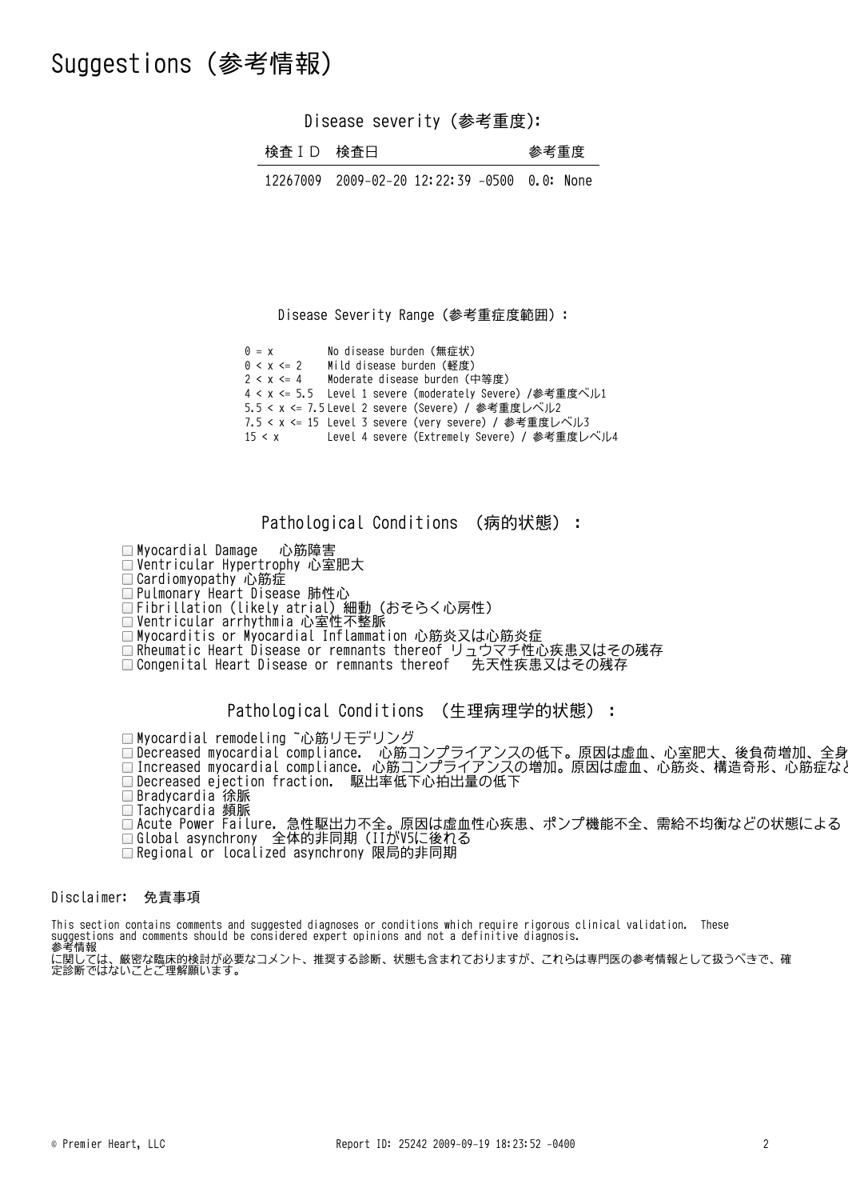# Suggestions (参考情報)

## Disease severity (参考重度):

| 検査ＩＤ | 検査日 | 参考重度 |
|---|---|---|
| 12267009 | 2009-02-20 12:22:39 -0500 | 0.0: None |

## Disease Severity Range (参考重症度範囲)：

| | |
|---|---|
| 0 = x | No disease burden (無症状) |
| 0 < x <= 2 | Mild disease burden (軽度) |
| 2 < x <= 4 | Moderate disease burden (中等度) |
| 4 < x <= 5.5 | Level 1 severe (moderately Severe) /参考重度ベル1 |
| 5.5 < x <= 7.5 | Level 2 severe (Severe) / 参考重度レベル2 |
| 7.5 < x <= 15 | Level 3 severe (very severe) / 参考重度レベル3 |
| 15 < x | Level 4 severe (Extremely Severe) / 参考重度レベル4 |

## Pathological Conditions （病的状態）：

- ☐ Myocardial Damage　心筋障害
- ☐ Ventricular Hypertrophy 心室肥大
- ☐ Cardiomyopathy 心筋症
- ☐ Pulmonary Heart Disease 肺性心
- ☐ Fibrillation (likely atrial) 細動 (おそらく心房性)
- ☐ Ventricular arrhythmia 心室性不整脈
- ☐ Myocarditis or Myocardial Inflammation 心筋炎又は心筋炎症
- ☐ Rheumatic Heart Disease or remnants thereof リュウマチ性心疾患又はその残存
- ☐ Congenital Heart Disease or remnants thereof　先天性疾患又はその残存

## Pathological Conditions （生理病理学的状態）：

- ☐ Myocardial remodeling ~心筋リモデリング
- ☐ Decreased myocardial compliance.　心筋コンプライアンスの低下。原因は虚血、心室肥大、後負荷増加、全身
- ☐ Increased myocardial compliance. 心筋コンプライアンスの増加。原因は虚血、心筋炎、構造奇形、心筋症など
- ☐ Decreased ejection fraction.　駆出率低下心拍出量の低下
- ☐ Bradycardia 徐脈
- ☐ Tachycardia 頻脈
- ☐ Acute Power Failure. 急性駆出力不全。原因は虚血性心疾患、ポンプ機能不全、需給不均衡などの状態による
- ☐ Global asynchrony　全体的非同期 (IIがV5に後れる
- ☐ Regional or localized asynchrony 限局的非同期

Disclaimer:　免責事項

This section contains comments and suggested diagnoses or conditions which require rigorous clinical validation.　These suggestions and comments should be considered expert opinions and not a definitive diagnosis.
参考情報
に関しては、厳密な臨床的検討が必要なコメント、推奨する診断、状態も含まれておりますが、これらは専門医の参考情報として扱うべきで、確定診断ではないことご理解願います。

© Premier Heart, LLC　　Report ID: 25242 2009-09-19 18:23:52 -0400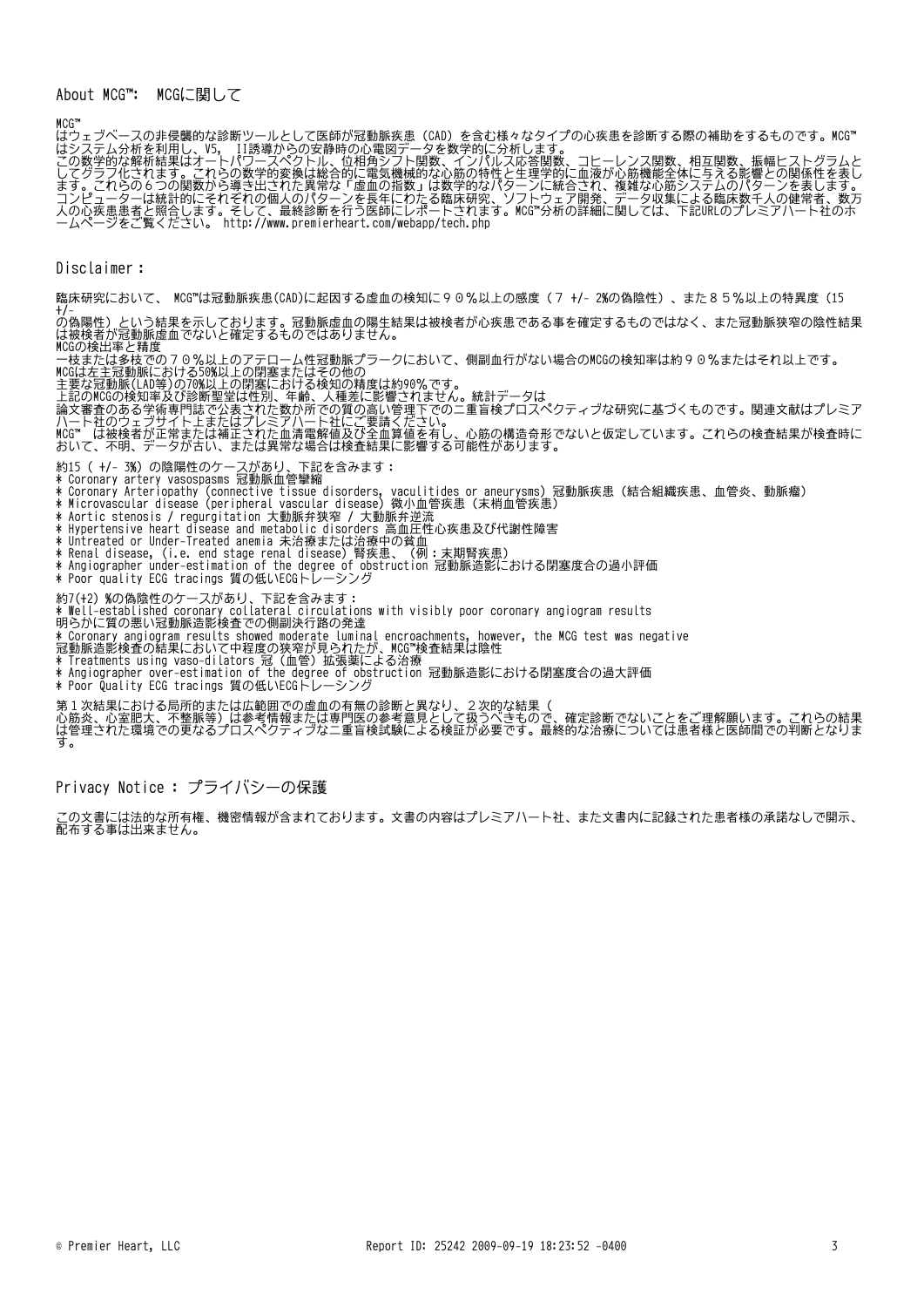## About MCG™: MCGに関して

MCG™
はウェブベースの非侵襲的な診断ツールとして医師が冠動脈疾患（CAD）を含む様々なタイプの心疾患を診断する際の補助をするものです。MCG™はシステム分析を利用し、V5, II誘導からの安静時の心電図データを数学的に分析します。
この数学的な解析結果はオートパワースペクトル、位相角シフト関数、インパルス応答関数、コヒーレンス関数、相互関数、振幅ヒストグラムとしてグラフ化されます。これらの数学的変換は総合的に電気機械的な心筋の特性と生理学的に血液が心筋機能全体に与える影響との関係性を表します。これらの６つの関数から導き出された異常な「虚血の指数」は数学的なパターンに統合され、複雑な心筋システムのパターンを表します。コンピューターは統計的にそれぞれの個人のパターンを長年にわたる臨床研究、ソフトウェア開発、データ収集による臨床数千人の健常者、数万人の心疾患患者と照合します。そして、最終診断を行う医師にレポートされます。MCG™分析の詳細に関しては、下記URLのプレミアハート社のホームページをご覧ください。 http://www.premierheart.com/webapp/tech.php

## Disclaimer：

臨床研究において、 MCG™は冠動脈疾患(CAD)に起因する虚血の検知に９０％以上の感度（７ +/- 2%の偽陰性）、また８５％以上の特異度（15 +/-
の偽陽性）という結果を示しております。冠動脈虚血の陽生結果は被検者が心疾患である事を確定するものではなく、また冠動脈狭窄の陰性結果は被検者が冠動脈虚血でないと確定するものではありません。
MCGの検出率と精度
一枝または多枝での７０％以上のアテローム性冠動脈プラークにおいて、側副血行がない場合のMCGの検知率は約９０％またはそれ以上です。
MCGは左主冠動脈における50%以上の閉塞またはその他の
主要な冠動脈(LAD等)の70%以上の閉塞における検知の精度は約90%です。
上記のMCGの検知率及び診断聖堂は性別、年齢、人種差に影響されません。統計データは
論文審査のある学術専門誌で公表された数か所での質の高い管理下での二重盲検プロスペクティブな研究に基づくものです。関連文献はプレミアハート社のウェブサイト上またはプレミアハート社にご要請ください。
MCG™ は被検者が正常または補正された血清電解値及び全血算値を有し、心筋の構造奇形でないと仮定しています。これらの検査結果が検査時において、不明、データが古い、または異常な場合は検査結果に影響する可能性があります。

約15 ( +/- 3%) の陰陽性のケースがあり、下記を含みます：
* Coronary artery vasospasms 冠動脈血管攣縮
* Coronary Arteriopathy (connective tissue disorders, vaculitides or aneurysms) 冠動脈疾患（結合組織疾患、血管炎、動脈瘤）
* Microvascular disease (peripheral vascular disease) 微小血管疾患（末梢血管疾患）
* Aortic stenosis / regurgitation 大動脈弁狭窄 / 大動脈弁逆流
* Hypertensive heart disease and metabolic disorders 高血圧性心疾患及び代謝性障害
* Untreated or Under-Treated anemia 未治療または治療中の貧血
* Renal disease, (i.e. end stage renal disease) 腎疾患、（例：末期腎疾患）
* Angiographer under-estimation of the degree of obstruction 冠動脈造影における閉塞度合の過小評価
* Poor quality ECG tracings 質の低いECGトレーシング

約7(+2) %の偽陰性のケースがあり、下記を含みます：
* Well-established coronary collateral circulations with visibly poor coronary angiogram results
明らかに質の悪い冠動脈造影検査での側副決行路の発達
* Coronary angiogram results showed moderate luminal encroachments, however, the MCG test was negative
冠動脈造影検査の結果において中程度の狭窄が見られたが、MCG™検査結果は陰性
* Treatments using vaso-dilators 冠（血管）拡張薬による治療
* Angiographer over-estimation of the degree of obstruction 冠動脈造影における閉塞度合の過大評価
* Poor Quality ECG tracings 質の低いECGトレーシング

第１次結果における局所的または広範囲での虚血の有無の診断と異なり、２次的な結果（
心筋炎、心室肥大、不整脈等）は参考情報または専門医の参考意見として扱うべきもので、確定診断でないことをご理解願います。これらの結果は管理された環境での更なるプロスペクティブな二重盲検試験による検証が必要です。最終的な治療については患者様と医師間での判断となります。

## Privacy Notice : プライバシーの保護

この文書には法的な所有権、機密情報が含まれております。文書の内容はプレミアハート社、また文書内に記録された患者様の承諾なしで開示、配布する事は出来ません。

© Premier Heart, LLC Report ID: 25242 2009-09-19 18:23:52 -0400